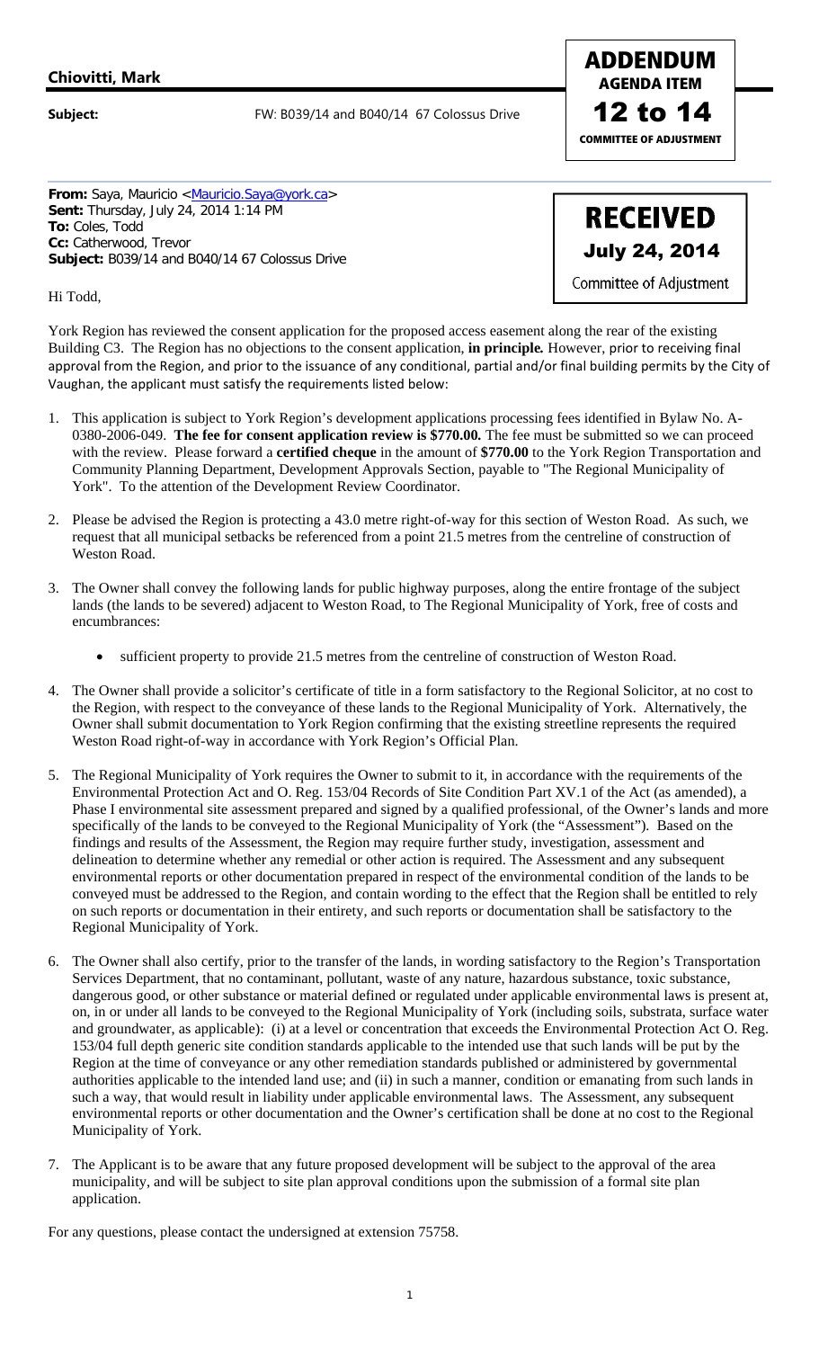**Chiovitti, Mark**

**Subject:** FW: B039/14 and B040/14 67 Colossus Drive

**ADDENDUM**
**AGENDA ITEM**
**12 to 14**
**COMMITTEE OF ADJUSTMENT**

**From:** Saya, Mauricio <Mauricio.Saya@york.ca>
**Sent:** Thursday, July 24, 2014 1:14 PM
**To:** Coles, Todd
**Cc:** Catherwood, Trevor
**Subject:** B039/14 and B040/14 67 Colossus Drive

**RECEIVED**
**July 24, 2014**
Committee of Adjustment

Hi Todd,

York Region has reviewed the consent application for the proposed access easement along the rear of the existing Building C3. The Region has no objections to the consent application, **in principle.** However, prior to receiving final approval from the Region, and prior to the issuance of any conditional, partial and/or final building permits by the City of Vaughan, the applicant must satisfy the requirements listed below:

1. This application is subject to York Region's development applications processing fees identified in Bylaw No. A-0380-2006-049. **The fee for consent application review is $770.00.** The fee must be submitted so we can proceed with the review. Please forward a **certified cheque** in the amount of **$770.00** to the York Region Transportation and Community Planning Department, Development Approvals Section, payable to "The Regional Municipality of York". To the attention of the Development Review Coordinator.

2. Please be advised the Region is protecting a 43.0 metre right-of-way for this section of Weston Road. As such, we request that all municipal setbacks be referenced from a point 21.5 metres from the centreline of construction of Weston Road.

3. The Owner shall convey the following lands for public highway purposes, along the entire frontage of the subject lands (the lands to be severed) adjacent to Weston Road, to The Regional Municipality of York, free of costs and encumbrances:
    - sufficient property to provide 21.5 metres from the centreline of construction of Weston Road.

4. The Owner shall provide a solicitor's certificate of title in a form satisfactory to the Regional Solicitor, at no cost to the Region, with respect to the conveyance of these lands to the Regional Municipality of York. Alternatively, the Owner shall submit documentation to York Region confirming that the existing streetline represents the required Weston Road right-of-way in accordance with York Region's Official Plan.

5. The Regional Municipality of York requires the Owner to submit to it, in accordance with the requirements of the Environmental Protection Act and O. Reg. 153/04 Records of Site Condition Part XV.1 of the Act (as amended), a Phase I environmental site assessment prepared and signed by a qualified professional, of the Owner's lands and more specifically of the lands to be conveyed to the Regional Municipality of York (the "Assessment"). Based on the findings and results of the Assessment, the Region may require further study, investigation, assessment and delineation to determine whether any remedial or other action is required. The Assessment and any subsequent environmental reports or other documentation prepared in respect of the environmental condition of the lands to be conveyed must be addressed to the Region, and contain wording to the effect that the Region shall be entitled to rely on such reports or documentation in their entirety, and such reports or documentation shall be satisfactory to the Regional Municipality of York.

6. The Owner shall also certify, prior to the transfer of the lands, in wording satisfactory to the Region's Transportation Services Department, that no contaminant, pollutant, waste of any nature, hazardous substance, toxic substance, dangerous good, or other substance or material defined or regulated under applicable environmental laws is present at, on, in or under all lands to be conveyed to the Regional Municipality of York (including soils, substrata, surface water and groundwater, as applicable): (i) at a level or concentration that exceeds the Environmental Protection Act O. Reg. 153/04 full depth generic site condition standards applicable to the intended use that such lands will be put by the Region at the time of conveyance or any other remediation standards published or administered by governmental authorities applicable to the intended land use; and (ii) in such a manner, condition or emanating from such lands in such a way, that would result in liability under applicable environmental laws. The Assessment, any subsequent environmental reports or other documentation and the Owner's certification shall be done at no cost to the Regional Municipality of York.

7. The Applicant is to be aware that any future proposed development will be subject to the approval of the area municipality, and will be subject to site plan approval conditions upon the submission of a formal site plan application.

For any questions, please contact the undersigned at extension 75758.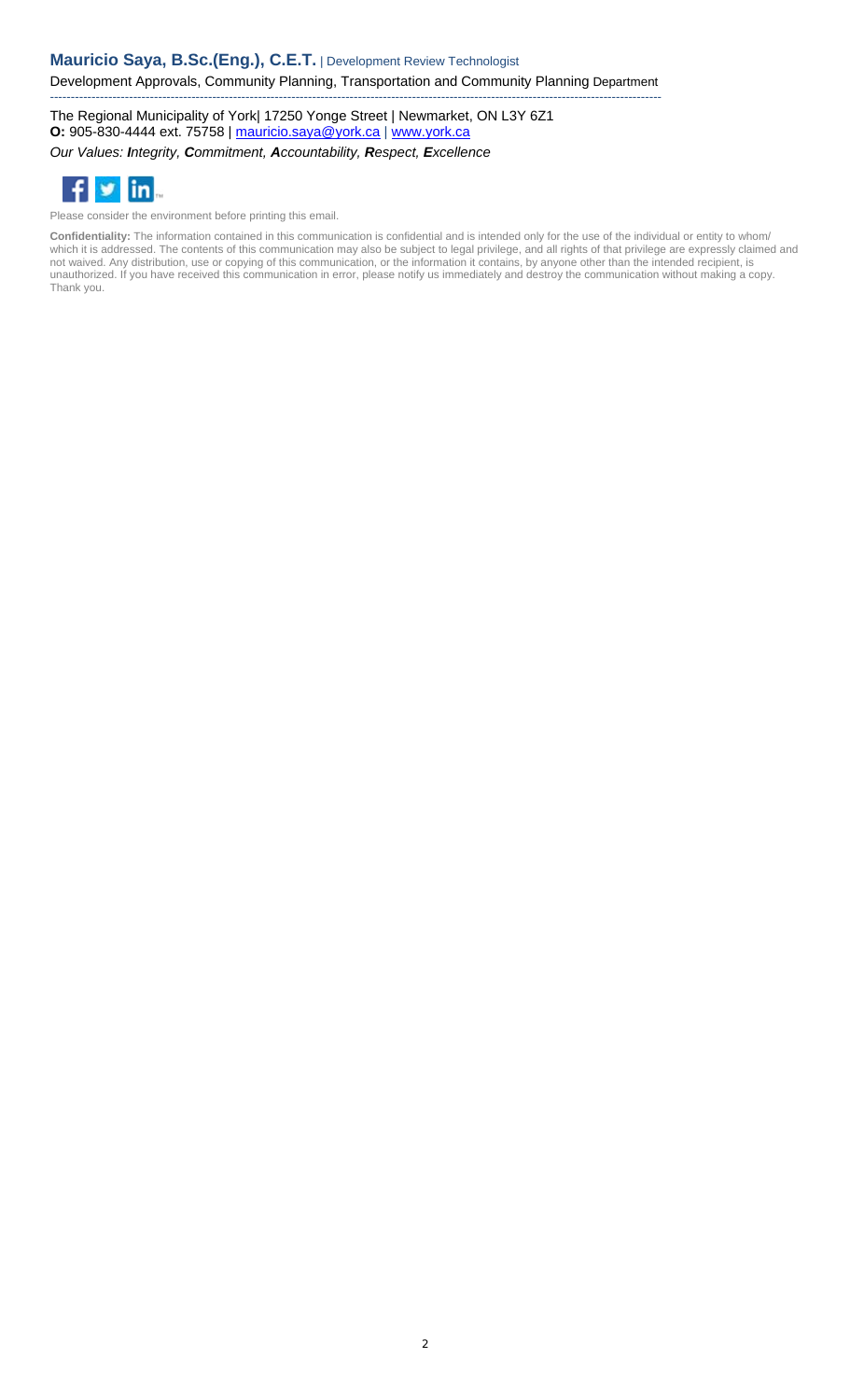**Mauricio Saya, B.Sc.(Eng.), C.E.T.** | Development Review Technologist
Development Approvals, Community Planning, Transportation and Community Planning Department

---

The Regional Municipality of York| 17250 Yonge Street | Newmarket, ON L3Y 6Z1
**O:** 905-830-4444 ext. 75758 | mauricio.saya@york.ca | www.york.ca
*Our Values: **I**ntegrity, **C**ommitment, **A**ccountability, **R**espect, **E**xcellence*

Please consider the environment before printing this email.

**Confidentiality:** The information contained in this communication is confidential and is intended only for the use of the individual or entity to whom/ which it is addressed. The contents of this communication may also be subject to legal privilege, and all rights of that privilege are expressly claimed and not waived. Any distribution, use or copying of this communication, or the information it contains, by anyone other than the intended recipient, is unauthorized. If you have received this communication in error, please notify us immediately and destroy the communication without making a copy. Thank you.